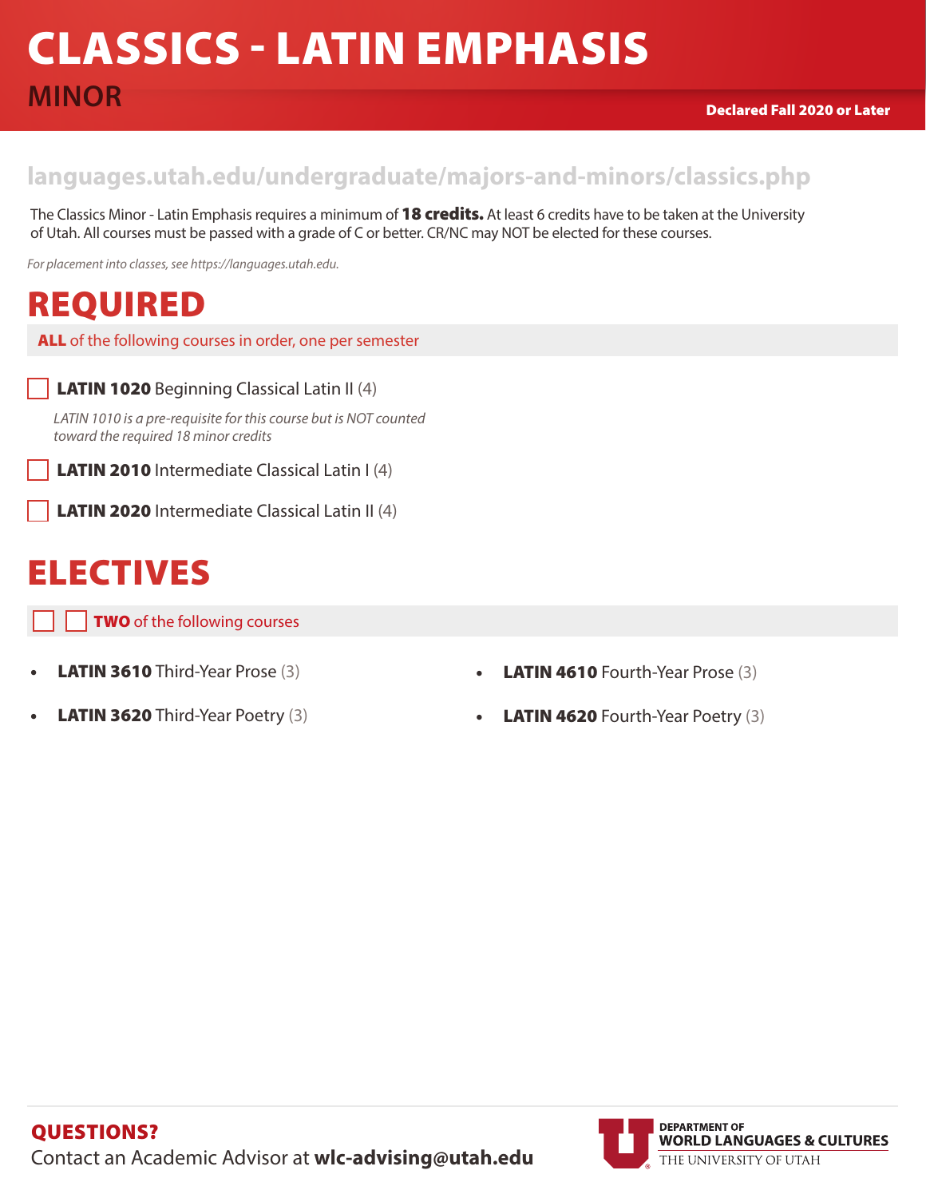# CLASSICS - LATIN EMPHASIS

## MINOR

**Declared Fall 2020 or Later**

languages.utah.edu/undergraduate/majors-and-minors/classics.php

The Classics Minor - Latin Emphasis requires a minimum of **18 credits.** At least 6 credits have to be taken at the University of Utah. All courses must be passed with a grade of C or better. CR/NC may NOT be elected for these courses.

*For placement into classes, see https://languages.utah.edu.*

## REQUIRED

**ALL** of the following courses in order, one per semester

- [ ] **LATIN 1020** Beginning Classical Latin II (4)

  *LATIN 1010 is a pre-requisite for this course but is NOT counted toward the required 18 minor credits*

- [ ] **LATIN 2010** Intermediate Classical Latin I (4)
- [ ] **LATIN 2020** Intermediate Classical Latin II (4)

## ELECTIVES

**TWO** of the following courses

- **LATIN 3610** Third-Year Prose (3)
- **LATIN 3620** Third-Year Poetry (3)
- **LATIN 4610** Fourth-Year Prose (3)
- **LATIN 4620** Fourth-Year Poetry (3)

**QUESTIONS?**
Contact an Academic Advisor at **wlc-advising@utah.edu**

DEPARTMENT OF WORLD LANGUAGES & CULTURES
THE UNIVERSITY OF UTAH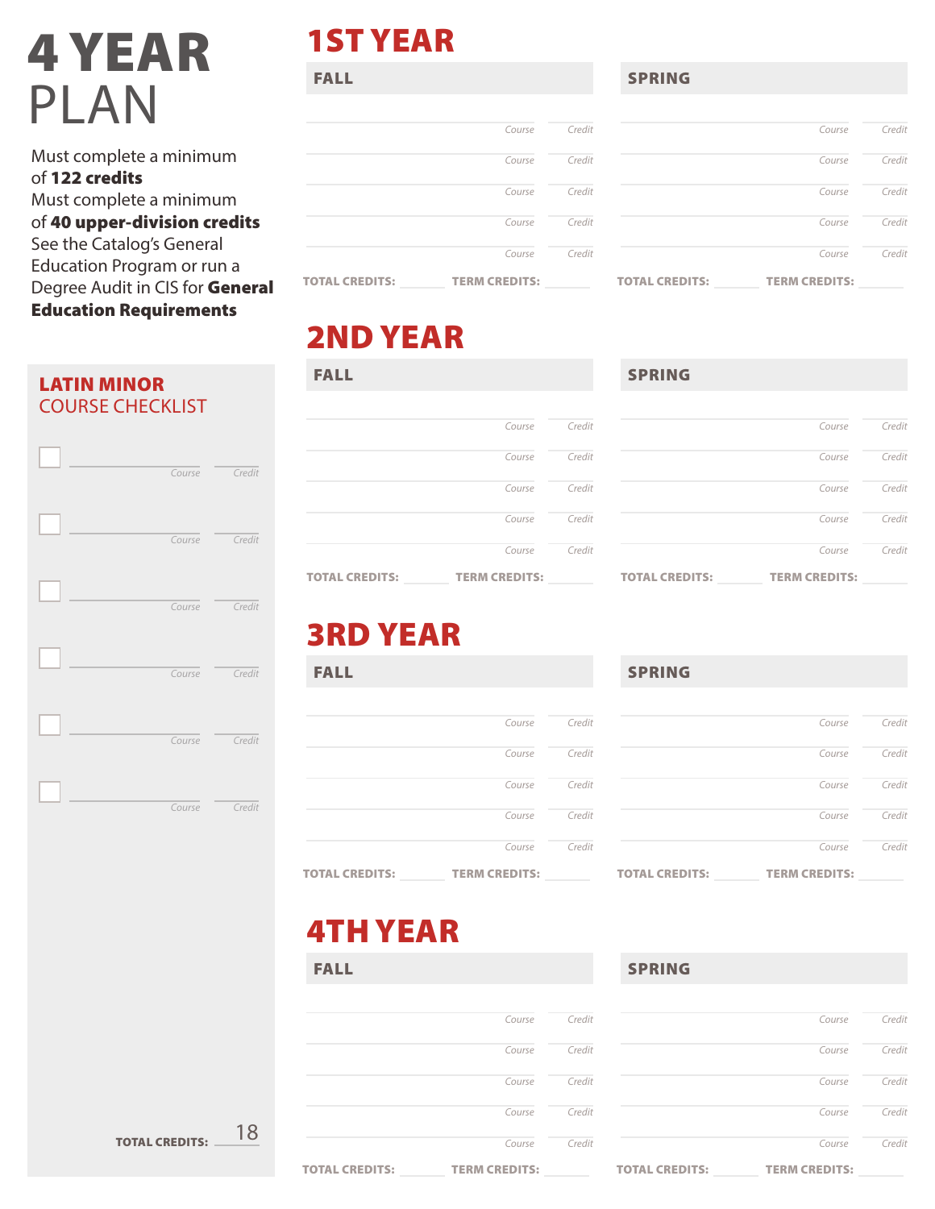# 4 YEAR PLAN

Must complete a minimum of **122 credits**
Must complete a minimum of **40 upper-division credits**
See the Catalog's General Education Program or run a Degree Audit in CIS for **General Education Requirements**

## LATIN MINOR COURSE CHECKLIST

| | Course | Credit |
|---|---|---|
| ☐ | | |
| ☐ | | |
| ☐ | | |
| ☐ | | |
| ☐ | | |
| ☐ | | |

TOTAL CREDITS: 18

## 1ST YEAR

| FALL Course | Credit | SPRING Course | Credit |
|---|---|---|---|
| | | | |
| | | | |
| | | | |
| | | | |
| | | | |

TOTAL CREDITS: ______ TERM CREDITS: ______ TOTAL CREDITS: ______ TERM CREDITS: ______

## 2ND YEAR

| FALL Course | Credit | SPRING Course | Credit |
|---|---|---|---|
| | | | |
| | | | |
| | | | |
| | | | |
| | | | |

TOTAL CREDITS: ______ TERM CREDITS: ______ TOTAL CREDITS: ______ TERM CREDITS: ______

## 3RD YEAR

| FALL Course | Credit | SPRING Course | Credit |
|---|---|---|---|
| | | | |
| | | | |
| | | | |
| | | | |
| | | | |

TOTAL CREDITS: ______ TERM CREDITS: ______ TOTAL CREDITS: ______ TERM CREDITS: ______

## 4TH YEAR

| FALL Course | Credit | SPRING Course | Credit |
|---|---|---|---|
| | | | |
| | | | |
| | | | |
| | | | |
| | | | |

TOTAL CREDITS: ______ TERM CREDITS: ______ TOTAL CREDITS: ______ TERM CREDITS: ______